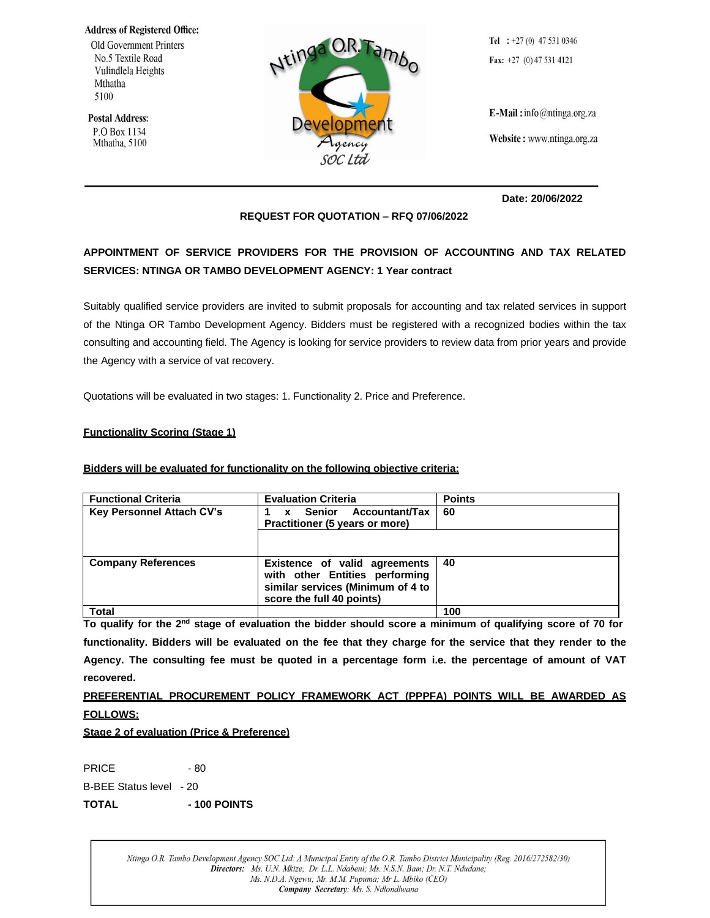**Address of Registered Office:**
Old Government Printers
No.5 Textile Road
Vulindlela Heights
Mthatha
5100

**Postal Address:**
P.O Box 1134
Mthatha, 5100

Ntinga O.R. Tambo Development Agency SOC Ltd

**Tel** : +27 (0) 47 531 0346
**Fax:** +27 (0) 47 531 4121

**E-Mail :** info@ntinga.org.za

**Website :** www.ntinga.org.za

**Date: 20/06/2022**

**REQUEST FOR QUOTATION – RFQ 07/06/2022**

**APPOINTMENT OF SERVICE PROVIDERS FOR THE PROVISION OF ACCOUNTING AND TAX RELATED SERVICES: NTINGA OR TAMBO DEVELOPMENT AGENCY: 1 Year contract**

Suitably qualified service providers are invited to submit proposals for accounting and tax related services in support of the Ntinga OR Tambo Development Agency. Bidders must be registered with a recognized bodies within the tax consulting and accounting field. The Agency is looking for service providers to review data from prior years and provide the Agency with a service of vat recovery.

Quotations will be evaluated in two stages: 1. Functionality 2. Price and Preference.

**Functionality Scoring (Stage 1)**

**Bidders will be evaluated for functionality on the following objective criteria:**

| Functional Criteria | Evaluation Criteria | Points |
|---|---|---|
| **Key Personnel Attach CV's** | **1 x Senior Accountant/Tax Practitioner (5 years or more)** | **60** |
| | | |
| **Company References** | **Existence of valid agreements with other Entities performing similar services (Minimum of 4 to score the full 40 points)** | **40** |
| **Total** | | **100** |

**To qualify for the 2nd stage of evaluation the bidder should score a minimum of qualifying score of 70 for functionality. Bidders will be evaluated on the fee that they charge for the service that they render to the Agency. The consulting fee must be quoted in a percentage form i.e. the percentage of amount of VAT recovered.**

**PREFERENTIAL PROCUREMENT POLICY FRAMEWORK ACT (PPPFA) POINTS WILL BE AWARDED AS FOLLOWS:**

**Stage 2 of evaluation (Price & Preference)**

PRICE - 80
B-BEE Status level - 20
**TOTAL - 100 POINTS**

*Ntinga O.R. Tambo Development Agency SOC Ltd: A Municipal Entity of the O.R. Tambo District Municipality (Reg. 2016/272582/30)*
***Directors:*** *Ms. U.N. Mkize; Dr. L.L. Ndabeni; Ms. N.S.N. Bam; Dr. N.T. Ndudane; Ms. N.D.A. Ngewu; Mr. M.M. Pupuma; Mr L. Mbiko (CEO)*
***Company Secretary:*** *Ms. S. Ndlondlwana*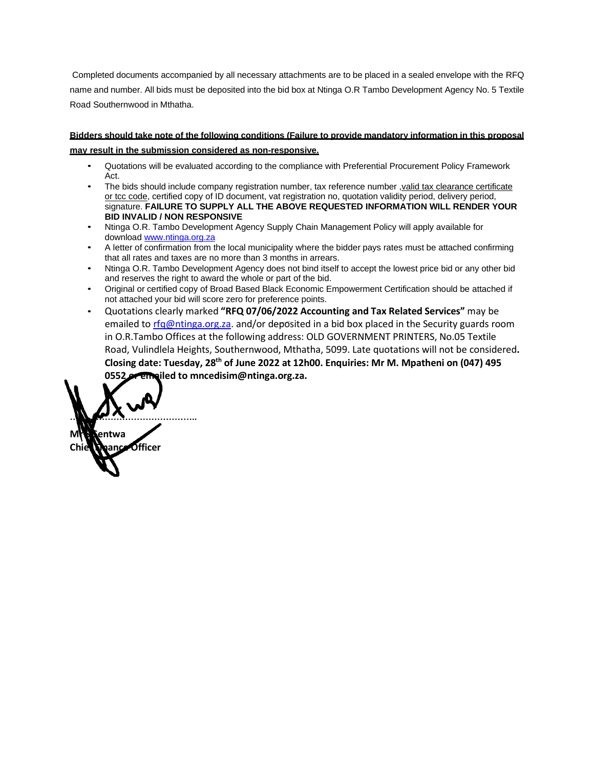Completed documents accompanied by all necessary attachments are to be placed in a sealed envelope with the RFQ name and number. All bids must be deposited into the bid box at Ntinga O.R Tambo Development Agency No. 5 Textile Road Southernwood in Mthatha.

**Bidders should take note of the following conditions (Failure to provide mandatory information in this proposal may result in the submission considered as non-responsive.**

- Quotations will be evaluated according to the compliance with Preferential Procurement Policy Framework Act.
- The bids should include company registration number, tax reference number ,valid tax clearance certificate or tcc code, certified copy of ID document, vat registration no, quotation validity period, delivery period, signature. **FAILURE TO SUPPLY ALL THE ABOVE REQUESTED INFORMATION WILL RENDER YOUR BID INVALID / NON RESPONSIVE**
- Ntinga O.R. Tambo Development Agency Supply Chain Management Policy will apply available for download www.ntinga.org.za
- A letter of confirmation from the local municipality where the bidder pays rates must be attached confirming that all rates and taxes are no more than 3 months in arrears.
- Ntinga O.R. Tambo Development Agency does not bind itself to accept the lowest price bid or any other bid and reserves the right to award the whole or part of the bid.
- Original or certified copy of Broad Based Black Economic Empowerment Certification should be attached if not attached your bid will score zero for preference points.
- Quotations clearly marked **"RFQ 07/06/2022 Accounting and Tax Related Services"** may be emailed to rfq@ntinga.org.za. and/or deposited in a bid box placed in the Security guards room in O.R.Tambo Offices at the following address: OLD GOVERNMENT PRINTERS, No.05 Textile Road, Vulindlela Heights, Southernwood, Mthatha, 5099. Late quotations will not be considered**.** **Closing date: Tuesday, 28th of June 2022 at 12h00. Enquiries: Mr M. Mpatheni on (047) 495 0552 or emailed to mncedisim@ntinga.org.za.**

…………………………………….

**Mr Sentwa**
**Chief Finance Officer**